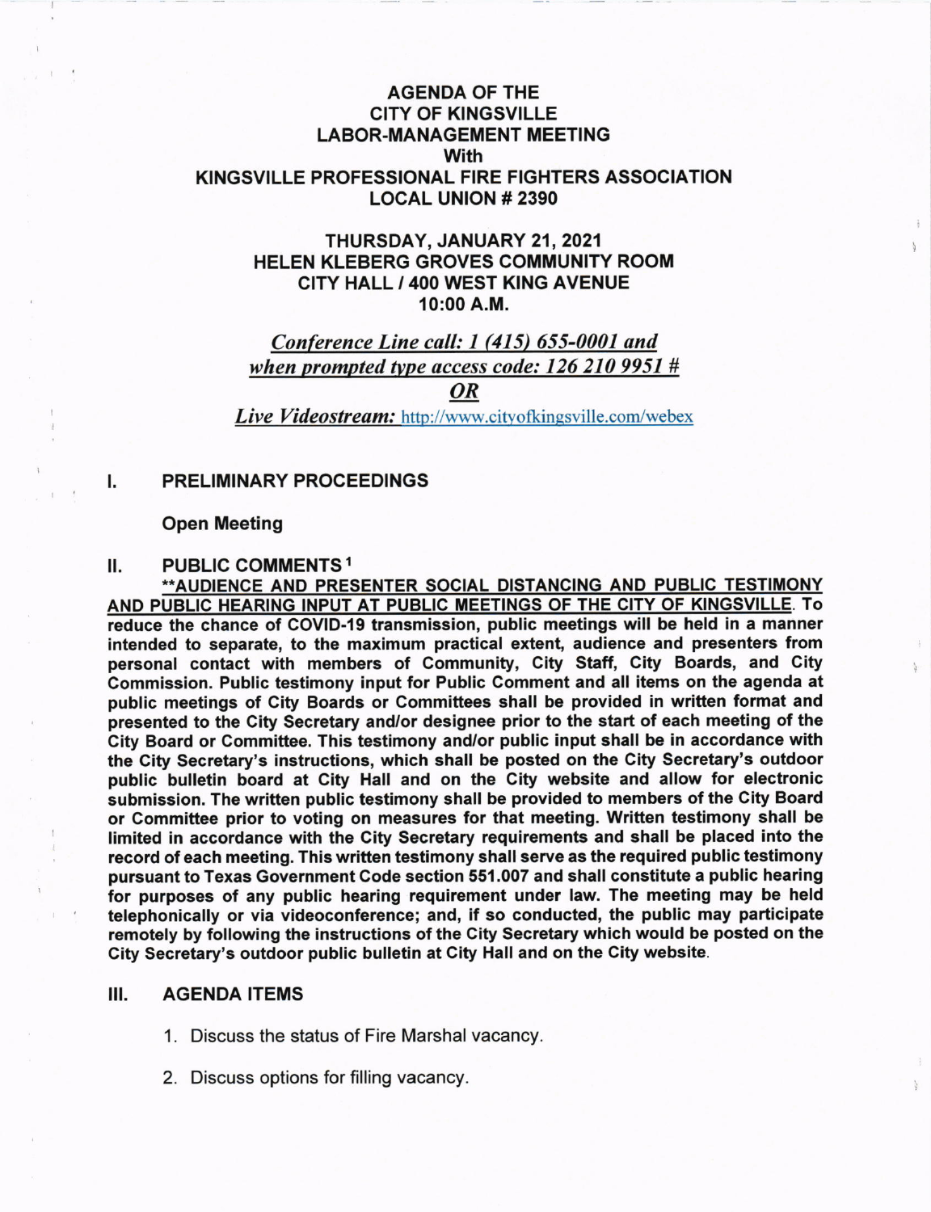# AGENDA OF THE CITY OF KINGSVILLE LABOR-MANAGEMENT MEETING With KINGSVILLE PROFESSIONAL FIRE FIGHTERS ASSOCIATION LOCAL UNION # 2390

## THURSDAY, JANUARY 21, 2021
## HELEN KLEBERG GROVES COMMUNITY ROOM
## CITY HALL / 400 WEST KING AVENUE
## 10:00 A.M.

*Conference Line call: 1 (415) 655-0001 and when prompted type access code: 126 210 9951 #*

***OR***

***Live Videostream:*** http://www.cityofkingsville.com/webex

## I. PRELIMINARY PROCEEDINGS

**Open Meeting**

## II. PUBLIC COMMENTS [1]

**\*\*AUDIENCE AND PRESENTER SOCIAL DISTANCING AND PUBLIC TESTIMONY AND PUBLIC HEARING INPUT AT PUBLIC MEETINGS OF THE CITY OF KINGSVILLE. To reduce the chance of COVID-19 transmission, public meetings will be held in a manner intended to separate, to the maximum practical extent, audience and presenters from personal contact with members of Community, City Staff, City Boards, and City Commission. Public testimony input for Public Comment and all items on the agenda at public meetings of City Boards or Committees shall be provided in written format and presented to the City Secretary and/or designee prior to the start of each meeting of the City Board or Committee. This testimony and/or public input shall be in accordance with the City Secretary's instructions, which shall be posted on the City Secretary's outdoor public bulletin board at City Hall and on the City website and allow for electronic submission. The written public testimony shall be provided to members of the City Board or Committee prior to voting on measures for that meeting. Written testimony shall be limited in accordance with the City Secretary requirements and shall be placed into the record of each meeting. This written testimony shall serve as the required public testimony pursuant to Texas Government Code section 551.007 and shall constitute a public hearing for purposes of any public hearing requirement under law. The meeting may be held telephonically or via videoconference; and, if so conducted, the public may participate remotely by following the instructions of the City Secretary which would be posted on the City Secretary's outdoor public bulletin at City Hall and on the City website.**

## III. AGENDA ITEMS

1. Discuss the status of Fire Marshal vacancy.
2. Discuss options for filling vacancy.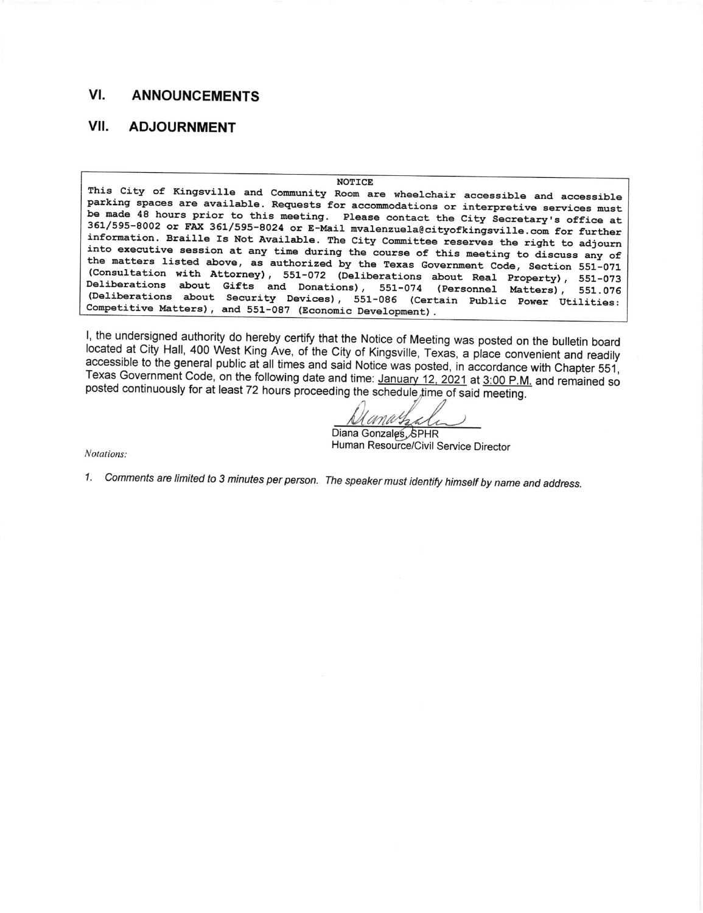## VI. ANNOUNCEMENTS

## VII. ADJOURNMENT

NOTICE

This City of Kingsville and Community Room are wheelchair accessible and accessible parking spaces are available. Requests for accommodations or interpretive services must be made 48 hours prior to this meeting. Please contact the City Secretary's office at 361/595-8002 or FAX 361/595-8024 or E-Mail mvalenzuela@cityofkingsville.com for further information. Braille Is Not Available. The City Committee reserves the right to adjourn into executive session at any time during the course of this meeting to discuss any of the matters listed above, as authorized by the Texas Government Code, Section 551-071 (Consultation with Attorney), 551-072 (Deliberations about Real Property), 551-073 Deliberations about Gifts and Donations), 551-074 (Personnel Matters), 551.076 (Deliberations about Security Devices), 551-086 (Certain Public Power Utilities: Competitive Matters), and 551-087 (Economic Development).

I, the undersigned authority do hereby certify that the Notice of Meeting was posted on the bulletin board located at City Hall, 400 West King Ave, of the City of Kingsville, Texas, a place convenient and readily accessible to the general public at all times and said Notice was posted, in accordance with Chapter 551, Texas Government Code, on the following date and time: January 12, 2021 at 3:00 P.M. and remained so posted continuously for at least 72 hours proceeding the schedule time of said meeting.

Diana Gonzales, SPHR
Human Resource/Civil Service Director

*Notations:*

1. *Comments are limited to 3 minutes per person. The speaker must identify himself by name and address.*